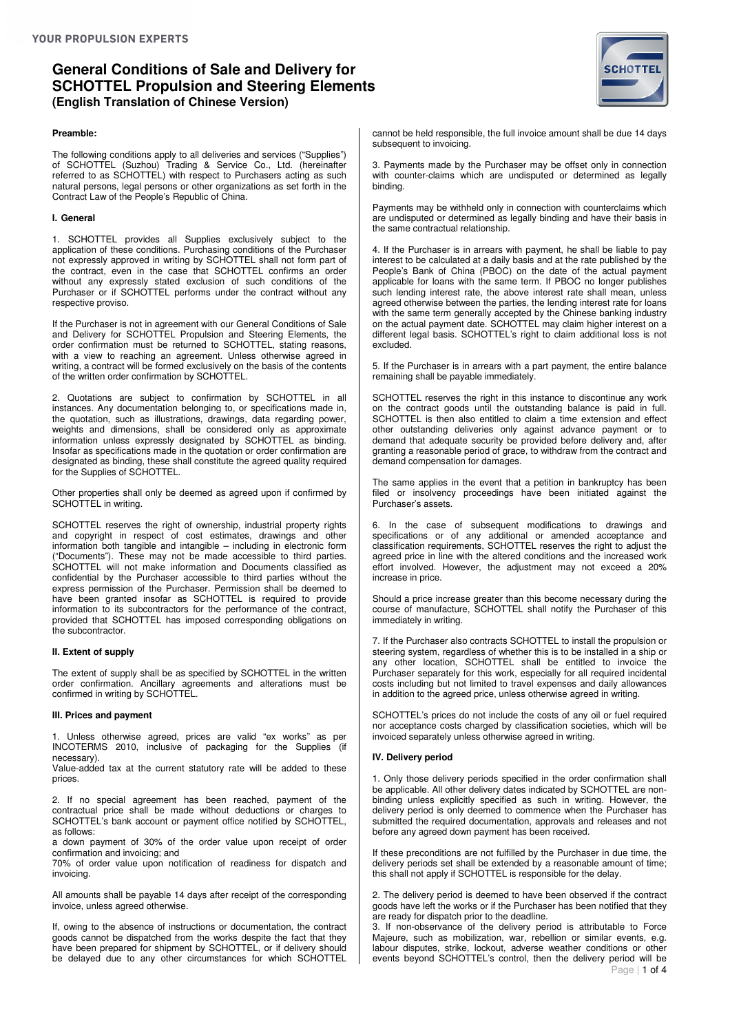YOUR PROPULSION EXPERTS

# General Conditions of Sale and Delivery for SCHOTTEL Propulsion and Steering Elements
### (English Translation of Chinese Version)

**Preamble:**

The following conditions apply to all deliveries and services ("Supplies") of SCHOTTEL (Suzhou) Trading & Service Co., Ltd. (hereinafter referred to as SCHOTTEL) with respect to Purchasers acting as such natural persons, legal persons or other organizations as set forth in the Contract Law of the People's Republic of China.

**I. General**

1. SCHOTTEL provides all Supplies exclusively subject to the application of these conditions. Purchasing conditions of the Purchaser not expressly approved in writing by SCHOTTEL shall not form part of the contract, even in the case that SCHOTTEL confirms an order without any expressly stated exclusion of such conditions of the Purchaser or if SCHOTTEL performs under the contract without any respective proviso.

If the Purchaser is not in agreement with our General Conditions of Sale and Delivery for SCHOTTEL Propulsion and Steering Elements, the order confirmation must be returned to SCHOTTEL, stating reasons, with a view to reaching an agreement. Unless otherwise agreed in writing, a contract will be formed exclusively on the basis of the contents of the written order confirmation by SCHOTTEL.

2. Quotations are subject to confirmation by SCHOTTEL in all instances. Any documentation belonging to, or specifications made in, the quotation, such as illustrations, drawings, data regarding power, weights and dimensions, shall be considered only as approximate information unless expressly designated by SCHOTTEL as binding. Insofar as specifications made in the quotation or order confirmation are designated as binding, these shall constitute the agreed quality required for the Supplies of SCHOTTEL.

Other properties shall only be deemed as agreed upon if confirmed by SCHOTTEL in writing.

SCHOTTEL reserves the right of ownership, industrial property rights and copyright in respect of cost estimates, drawings and other information both tangible and intangible – including in electronic form ("Documents"). These may not be made accessible to third parties. SCHOTTEL will not make information and Documents classified as confidential by the Purchaser accessible to third parties without the express permission of the Purchaser. Permission shall be deemed to have been granted insofar as SCHOTTEL is required to provide information to its subcontractors for the performance of the contract, provided that SCHOTTEL has imposed corresponding obligations on the subcontractor.

**II. Extent of supply**

The extent of supply shall be as specified by SCHOTTEL in the written order confirmation. Ancillary agreements and alterations must be confirmed in writing by SCHOTTEL.

**III. Prices and payment**

1. Unless otherwise agreed, prices are valid "ex works" as per INCOTERMS 2010, inclusive of packaging for the Supplies (if necessary).
Value-added tax at the current statutory rate will be added to these prices.

2. If no special agreement has been reached, payment of the contractual price shall be made without deductions or charges to SCHOTTEL's bank account or payment office notified by SCHOTTEL, as follows:
a down payment of 30% of the order value upon receipt of order confirmation and invoicing; and
70% of order value upon notification of readiness for dispatch and invoicing.

All amounts shall be payable 14 days after receipt of the corresponding invoice, unless agreed otherwise.

If, owing to the absence of instructions or documentation, the contract goods cannot be dispatched from the works despite the fact that they have been prepared for shipment by SCHOTTEL, or if delivery should be delayed due to any other circumstances for which SCHOTTEL cannot be held responsible, the full invoice amount shall be due 14 days subsequent to invoicing.

3. Payments made by the Purchaser may be offset only in connection with counter-claims which are undisputed or determined as legally binding.

Payments may be withheld only in connection with counterclaims which are undisputed or determined as legally binding and have their basis in the same contractual relationship.

4. If the Purchaser is in arrears with payment, he shall be liable to pay interest to be calculated at a daily basis and at the rate published by the People's Bank of China (PBOC) on the date of the actual payment applicable for loans with the same term. If PBOC no longer publishes such lending interest rate, the above interest rate shall mean, unless agreed otherwise between the parties, the lending interest rate for loans with the same term generally accepted by the Chinese banking industry on the actual payment date. SCHOTTEL may claim higher interest on a different legal basis. SCHOTTEL's right to claim additional loss is not excluded.

5. If the Purchaser is in arrears with a part payment, the entire balance remaining shall be payable immediately.

SCHOTTEL reserves the right in this instance to discontinue any work on the contract goods until the outstanding balance is paid in full. SCHOTTEL is then also entitled to claim a time extension and effect other outstanding deliveries only against advance payment or to demand that adequate security be provided before delivery and, after granting a reasonable period of grace, to withdraw from the contract and demand compensation for damages.

The same applies in the event that a petition in bankruptcy has been filed or insolvency proceedings have been initiated against the Purchaser's assets.

6. In the case of subsequent modifications to drawings and specifications or of any additional or amended acceptance and classification requirements, SCHOTTEL reserves the right to adjust the agreed price in line with the altered conditions and the increased work effort involved. However, the adjustment may not exceed a 20% increase in price.

Should a price increase greater than this become necessary during the course of manufacture, SCHOTTEL shall notify the Purchaser of this immediately in writing.

7. If the Purchaser also contracts SCHOTTEL to install the propulsion or steering system, regardless of whether this is to be installed in a ship or any other location, SCHOTTEL shall be entitled to invoice the Purchaser separately for this work, especially for all required incidental costs including but not limited to travel expenses and daily allowances in addition to the agreed price, unless otherwise agreed in writing.

SCHOTTEL's prices do not include the costs of any oil or fuel required nor acceptance costs charged by classification societies, which will be invoiced separately unless otherwise agreed in writing.

**IV. Delivery period**

1. Only those delivery periods specified in the order confirmation shall be applicable. All other delivery dates indicated by SCHOTTEL are non-binding unless explicitly specified as such in writing. However, the delivery period is only deemed to commence when the Purchaser has submitted the required documentation, approvals and releases and not before any agreed down payment has been received.

If these preconditions are not fulfilled by the Purchaser in due time, the delivery periods set shall be extended by a reasonable amount of time; this shall not apply if SCHOTTEL is responsible for the delay.

2. The delivery period is deemed to have been observed if the contract goods have left the works or if the Purchaser has been notified that they are ready for dispatch prior to the deadline.
3. If non-observance of the delivery period is attributable to Force Majeure, such as mobilization, war, rebellion or similar events, e.g. labour disputes, strike, lockout, adverse weather conditions or other events beyond SCHOTTEL's control, then the delivery period will be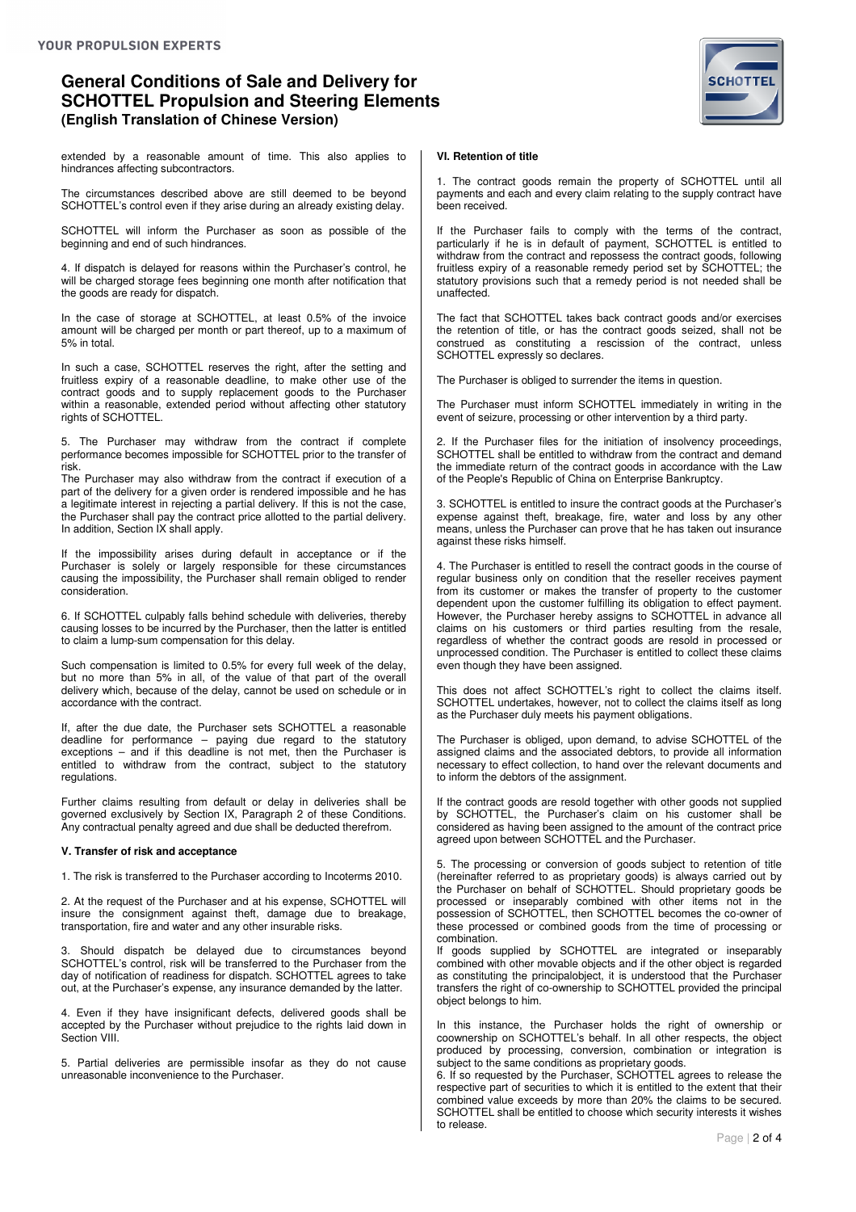extended by a reasonable amount of time. This also applies to hindrances affecting subcontractors.

The circumstances described above are still deemed to be beyond SCHOTTEL's control even if they arise during an already existing delay.

SCHOTTEL will inform the Purchaser as soon as possible of the beginning and end of such hindrances.

4. If dispatch is delayed for reasons within the Purchaser's control, he will be charged storage fees beginning one month after notification that the goods are ready for dispatch.

In the case of storage at SCHOTTEL, at least 0.5% of the invoice amount will be charged per month or part thereof, up to a maximum of 5% in total.

In such a case, SCHOTTEL reserves the right, after the setting and fruitless expiry of a reasonable deadline, to make other use of the contract goods and to supply replacement goods to the Purchaser within a reasonable, extended period without affecting other statutory rights of SCHOTTEL.

5. The Purchaser may withdraw from the contract if complete performance becomes impossible for SCHOTTEL prior to the transfer of risk.
The Purchaser may also withdraw from the contract if execution of a part of the delivery for a given order is rendered impossible and he has a legitimate interest in rejecting a partial delivery. If this is not the case, the Purchaser shall pay the contract price allotted to the partial delivery. In addition, Section IX shall apply.

If the impossibility arises during default in acceptance or if the Purchaser is solely or largely responsible for these circumstances causing the impossibility, the Purchaser shall remain obliged to render consideration.

6. If SCHOTTEL culpably falls behind schedule with deliveries, thereby causing losses to be incurred by the Purchaser, then the latter is entitled to claim a lump-sum compensation for this delay.

Such compensation is limited to 0.5% for every full week of the delay, but no more than 5% in all, of the value of that part of the overall delivery which, because of the delay, cannot be used on schedule or in accordance with the contract.

If, after the due date, the Purchaser sets SCHOTTEL a reasonable deadline for performance – paying due regard to the statutory exceptions – and if this deadline is not met, then the Purchaser is entitled to withdraw from the contract, subject to the statutory regulations.

Further claims resulting from default or delay in deliveries shall be governed exclusively by Section IX, Paragraph 2 of these Conditions. Any contractual penalty agreed and due shall be deducted therefrom.

### V. Transfer of risk and acceptance

1. The risk is transferred to the Purchaser according to Incoterms 2010.

2. At the request of the Purchaser and at his expense, SCHOTTEL will insure the consignment against theft, damage due to breakage, transportation, fire and water and any other insurable risks.

3. Should dispatch be delayed due to circumstances beyond SCHOTTEL's control, risk will be transferred to the Purchaser from the day of notification of readiness for dispatch. SCHOTTEL agrees to take out, at the Purchaser's expense, any insurance demanded by the latter.

4. Even if they have insignificant defects, delivered goods shall be accepted by the Purchaser without prejudice to the rights laid down in Section VIII.

5. Partial deliveries are permissible insofar as they do not cause unreasonable inconvenience to the Purchaser.

### VI. Retention of title

1. The contract goods remain the property of SCHOTTEL until all payments and each and every claim relating to the supply contract have been received.

If the Purchaser fails to comply with the terms of the contract, particularly if he is in default of payment, SCHOTTEL is entitled to withdraw from the contract and repossess the contract goods, following fruitless expiry of a reasonable remedy period set by SCHOTTEL; the statutory provisions such that a remedy period is not needed shall be unaffected.

The fact that SCHOTTEL takes back contract goods and/or exercises the retention of title, or has the contract goods seized, shall not be construed as constituting a rescission of the contract, unless SCHOTTEL expressly so declares.

The Purchaser is obliged to surrender the items in question.

The Purchaser must inform SCHOTTEL immediately in writing in the event of seizure, processing or other intervention by a third party.

2. If the Purchaser files for the initiation of insolvency proceedings, SCHOTTEL shall be entitled to withdraw from the contract and demand the immediate return of the contract goods in accordance with the Law of the People's Republic of China on Enterprise Bankruptcy.

3. SCHOTTEL is entitled to insure the contract goods at the Purchaser's expense against theft, breakage, fire, water and loss by any other means, unless the Purchaser can prove that he has taken out insurance against these risks himself.

4. The Purchaser is entitled to resell the contract goods in the course of regular business only on condition that the reseller receives payment from its customer or makes the transfer of property to the customer dependent upon the customer fulfilling its obligation to effect payment. However, the Purchaser hereby assigns to SCHOTTEL in advance all claims on his customers or third parties resulting from the resale, regardless of whether the contract goods are resold in processed or unprocessed condition. The Purchaser is entitled to collect these claims even though they have been assigned.

This does not affect SCHOTTEL's right to collect the claims itself. SCHOTTEL undertakes, however, not to collect the claims itself as long as the Purchaser duly meets his payment obligations.

The Purchaser is obliged, upon demand, to advise SCHOTTEL of the assigned claims and the associated debtors, to provide all information necessary to effect collection, to hand over the relevant documents and to inform the debtors of the assignment.

If the contract goods are resold together with other goods not supplied by SCHOTTEL, the Purchaser's claim on his customer shall be considered as having been assigned to the amount of the contract price agreed upon between SCHOTTEL and the Purchaser.

5. The processing or conversion of goods subject to retention of title (hereinafter referred to as proprietary goods) is always carried out by the Purchaser on behalf of SCHOTTEL. Should proprietary goods be processed or inseparably combined with other items not in the possession of SCHOTTEL, then SCHOTTEL becomes the co-owner of these processed or combined goods from the time of processing or combination.
If goods supplied by SCHOTTEL are integrated or inseparably combined with other movable objects and if the other object is regarded as constituting the principalobject, it is understood that the Purchaser transfers the right of co-ownership to SCHOTTEL provided the principal object belongs to him.

In this instance, the Purchaser holds the right of ownership or coownership on SCHOTTEL's behalf. In all other respects, the object produced by processing, conversion, combination or integration is subject to the same conditions as proprietary goods.
6. If so requested by the Purchaser, SCHOTTEL agrees to release the respective part of securities to which it is entitled to the extent that their combined value exceeds by more than 20% the claims to be secured. SCHOTTEL shall be entitled to choose which security interests it wishes to release.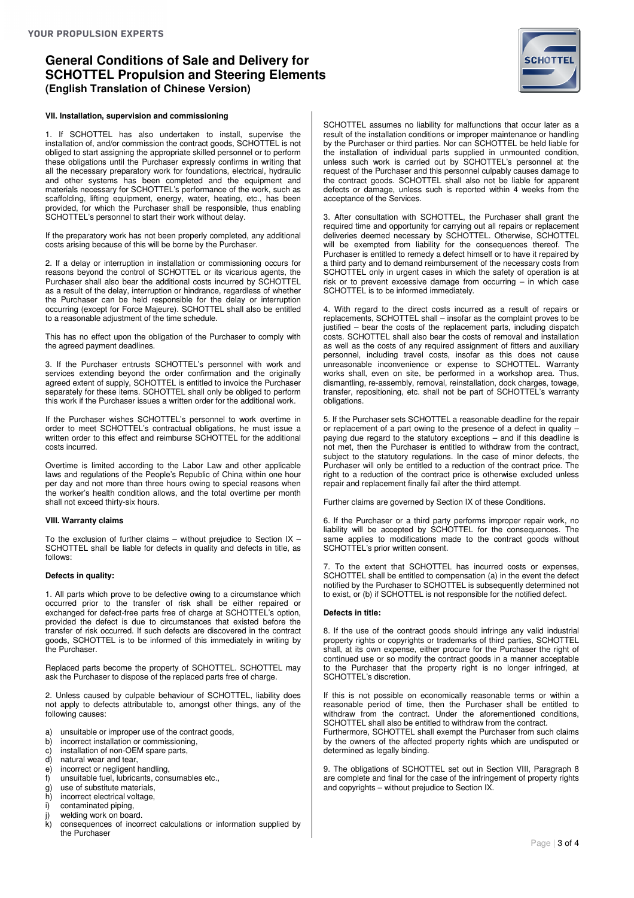# General Conditions of Sale and Delivery for SCHOTTEL Propulsion and Steering Elements
**(English Translation of Chinese Version)**

### VII. Installation, supervision and commissioning

1. If SCHOTTEL has also undertaken to install, supervise the installation of, and/or commission the contract goods, SCHOTTEL is not obliged to start assigning the appropriate skilled personnel or to perform these obligations until the Purchaser expressly confirms in writing that all the necessary preparatory work for foundations, electrical, hydraulic and other systems has been completed and the equipment and materials necessary for SCHOTTEL's performance of the work, such as scaffolding, lifting equipment, energy, water, heating, etc., has been provided, for which the Purchaser shall be responsible, thus enabling SCHOTTEL's personnel to start their work without delay.

If the preparatory work has not been properly completed, any additional costs arising because of this will be borne by the Purchaser.

2. If a delay or interruption in installation or commissioning occurs for reasons beyond the control of SCHOTTEL or its vicarious agents, the Purchaser shall also bear the additional costs incurred by SCHOTTEL as a result of the delay, interruption or hindrance, regardless of whether the Purchaser can be held responsible for the delay or interruption occurring (except for Force Majeure). SCHOTTEL shall also be entitled to a reasonable adjustment of the time schedule.

This has no effect upon the obligation of the Purchaser to comply with the agreed payment deadlines.

3. If the Purchaser entrusts SCHOTTEL's personnel with work and services extending beyond the order confirmation and the originally agreed extent of supply, SCHOTTEL is entitled to invoice the Purchaser separately for these items. SCHOTTEL shall only be obliged to perform this work if the Purchaser issues a written order for the additional work.

If the Purchaser wishes SCHOTTEL's personnel to work overtime in order to meet SCHOTTEL's contractual obligations, he must issue a written order to this effect and reimburse SCHOTTEL for the additional costs incurred.

Overtime is limited according to the Labor Law and other applicable laws and regulations of the People's Republic of China within one hour per day and not more than three hours owing to special reasons when the worker's health condition allows, and the total overtime per month shall not exceed thirty-six hours.

### VIII. Warranty claims

To the exclusion of further claims – without prejudice to Section IX – SCHOTTEL shall be liable for defects in quality and defects in title, as follows:

#### Defects in quality:

1. All parts which prove to be defective owing to a circumstance which occurred prior to the transfer of risk shall be either repaired or exchanged for defect-free parts free of charge at SCHOTTEL's option, provided the defect is due to circumstances that existed before the transfer of risk occurred. If such defects are discovered in the contract goods, SCHOTTEL is to be informed of this immediately in writing by the Purchaser.

Replaced parts become the property of SCHOTTEL. SCHOTTEL may ask the Purchaser to dispose of the replaced parts free of charge.

2. Unless caused by culpable behaviour of SCHOTTEL, liability does not apply to defects attributable to, amongst other things, any of the following causes:

a) unsuitable or improper use of the contract goods,
b) incorrect installation or commissioning,
c) installation of non-OEM spare parts,
d) natural wear and tear,
e) incorrect or negligent handling,
f) unsuitable fuel, lubricants, consumables etc.,
g) use of substitute materials,
h) incorrect electrical voltage,
i) contaminated piping,
j) welding work on board.
k) consequences of incorrect calculations or information supplied by the Purchaser

SCHOTTEL assumes no liability for malfunctions that occur later as a result of the installation conditions or improper maintenance or handling by the Purchaser or third parties. Nor can SCHOTTEL be held liable for the installation of individual parts supplied in unmounted condition, unless such work is carried out by SCHOTTEL's personnel at the request of the Purchaser and this personnel culpably causes damage to the contract goods. SCHOTTEL shall also not be liable for apparent defects or damage, unless such is reported within 4 weeks from the acceptance of the Services.

3. After consultation with SCHOTTEL, the Purchaser shall grant the required time and opportunity for carrying out all repairs or replacement deliveries deemed necessary by SCHOTTEL. Otherwise, SCHOTTEL will be exempted from liability for the consequences thereof. The Purchaser is entitled to remedy a defect himself or to have it repaired by a third party and to demand reimbursement of the necessary costs from SCHOTTEL only in urgent cases in which the safety of operation is at risk or to prevent excessive damage from occurring – in which case SCHOTTEL is to be informed immediately.

4. With regard to the direct costs incurred as a result of repairs or replacements, SCHOTTEL shall – insofar as the complaint proves to be justified – bear the costs of the replacement parts, including dispatch costs. SCHOTTEL shall also bear the costs of removal and installation as well as the costs of any required assignment of fitters and auxiliary personnel, including travel costs, insofar as this does not cause unreasonable inconvenience or expense to SCHOTTEL. Warranty works shall, even on site, be performed in a workshop area. Thus, dismantling, re-assembly, removal, reinstallation, dock charges, towage, transfer, repositioning, etc. shall not be part of SCHOTTEL's warranty obligations.

5. If the Purchaser sets SCHOTTEL a reasonable deadline for the repair or replacement of a part owing to the presence of a defect in quality – paying due regard to the statutory exceptions – and if this deadline is not met, then the Purchaser is entitled to withdraw from the contract, subject to the statutory regulations. In the case of minor defects, the Purchaser will only be entitled to a reduction of the contract price. The right to a reduction of the contract price is otherwise excluded unless repair and replacement finally fail after the third attempt.

Further claims are governed by Section IX of these Conditions.

6. If the Purchaser or a third party performs improper repair work, no liability will be accepted by SCHOTTEL for the consequences. The same applies to modifications made to the contract goods without SCHOTTEL's prior written consent.

7. To the extent that SCHOTTEL has incurred costs or expenses, SCHOTTEL shall be entitled to compensation (a) in the event the defect notified by the Purchaser to SCHOTTEL is subsequently determined not to exist, or (b) if SCHOTTEL is not responsible for the notified defect.

#### Defects in title:

8. If the use of the contract goods should infringe any valid industrial property rights or copyrights or trademarks of third parties, SCHOTTEL shall, at its own expense, either procure for the Purchaser the right of continued use or so modify the contract goods in a manner acceptable to the Purchaser that the property right is no longer infringed, at SCHOTTEL's discretion.

If this is not possible on economically reasonable terms or within a reasonable period of time, then the Purchaser shall be entitled to withdraw from the contract. Under the aforementioned conditions, SCHOTTEL shall also be entitled to withdraw from the contract.
Furthermore, SCHOTTEL shall exempt the Purchaser from such claims by the owners of the affected property rights which are undisputed or determined as legally binding.

9. The obligations of SCHOTTEL set out in Section VIII, Paragraph 8 are complete and final for the case of the infringement of property rights and copyrights – without prejudice to Section IX.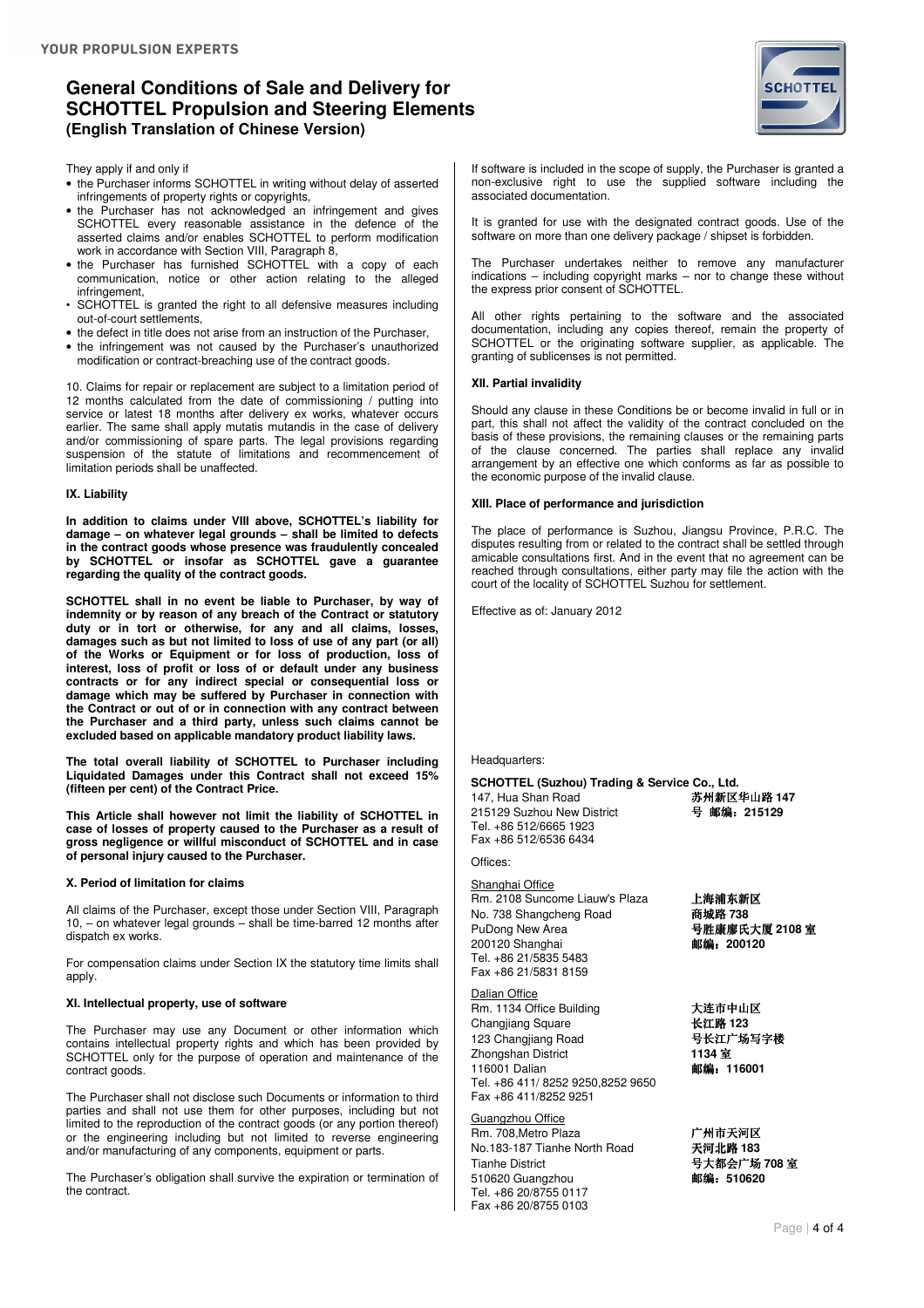YOUR PROPULSION EXPERTS

# General Conditions of Sale and Delivery for SCHOTTEL Propulsion and Steering Elements

**(English Translation of Chinese Version)**

They apply if and only if

- the Purchaser informs SCHOTTEL in writing without delay of asserted infringements of property rights or copyrights,
- the Purchaser has not acknowledged an infringement and gives SCHOTTEL every reasonable assistance in the defence of the asserted claims and/or enables SCHOTTEL to perform modification work in accordance with Section VIII, Paragraph 8,
- the Purchaser has furnished SCHOTTEL with a copy of each communication, notice or other action relating to the alleged infringement,
- SCHOTTEL is granted the right to all defensive measures including out-of-court settlements,
- the defect in title does not arise from an instruction of the Purchaser,
- the infringement was not caused by the Purchaser's unauthorized modification or contract-breaching use of the contract goods.

10. Claims for repair or replacement are subject to a limitation period of 12 months calculated from the date of commissioning / putting into service or latest 18 months after delivery ex works, whatever occurs earlier. The same shall apply mutatis mutandis in the case of delivery and/or commissioning of spare parts. The legal provisions regarding suspension of the statute of limitations and recommencement of limitation periods shall be unaffected.

### IX. Liability

**In addition to claims under VIII above, SCHOTTEL's liability for damage – on whatever legal grounds – shall be limited to defects in the contract goods whose presence was fraudulently concealed by SCHOTTEL or insofar as SCHOTTEL gave a guarantee regarding the quality of the contract goods.**

**SCHOTTEL shall in no event be liable to Purchaser, by way of indemnity or by reason of any breach of the Contract or of statutory duty or in tort or otherwise, for any and all claims, losses, damages such as but not limited to loss of use of any part (or all) of the Works or Equipment or for loss of production, loss of interest, loss of profit or loss of or default under any business contracts or for any indirect special or consequential loss or damage which may be suffered by Purchaser in connection with the Contract or out of or in connection with any contract between the Purchaser and a third party, unless such claims cannot be excluded based on applicable mandatory product liability laws.**

**The total overall liability of SCHOTTEL to Purchaser including Liquidated Damages under this Contract shall not exceed 15% (fifteen per cent) of the Contract Price.**

**This Article shall however not limit the liability of SCHOTTEL in case of losses of property caused to the Purchaser as a result of gross negligence or willful misconduct of SCHOTTEL and in case of personal injury caused to the Purchaser.**

### X. Period of limitation for claims

All claims of the Purchaser, except those under Section VIII, Paragraph 10, – on whatever legal grounds – shall be time-barred 12 months after dispatch ex works.

For compensation claims under Section IX the statutory time limits shall apply.

### XI. Intellectual property, use of software

The Purchaser may use any Document or other information which contains intellectual property rights and which has been provided by SCHOTTEL only for the purpose of operation and maintenance of the contract goods.

The Purchaser shall not disclose such Documents or information to third parties and shall not use them for other purposes, including but not limited to the reproduction of the contract goods (or any portion thereof) or the engineering including but not limited to reverse engineering and/or manufacturing of any components, equipment or parts.

The Purchaser's obligation shall survive the expiration or termination of the contract.

If software is included in the scope of supply, the Purchaser is granted a non-exclusive right to use the supplied software including the associated documentation.

It is granted for use with the designated contract goods. Use of the software on more than one delivery package / shipset is forbidden.

The Purchaser undertakes neither to remove any manufacturer indications – including copyright marks – nor to change these without the express prior consent of SCHOTTEL.

All other rights pertaining to the software and the associated documentation, including any copies thereof, remain the property of SCHOTTEL or the originating software supplier, as applicable. The granting of sublicenses is not permitted.

### XII. Partial invalidity

Should any clause in these Conditions be or become invalid in full or in part, this shall not affect the validity of the contract concluded on the basis of these provisions, the remaining clauses or the remaining parts of the clause concerned. The parties shall replace any invalid arrangement by an effective one which conforms as far as possible to the economic purpose of the invalid clause.

### XIII. Place of performance and jurisdiction

The place of performance is Suzhou, Jiangsu Province, P.R.C. The disputes resulting from or related to the contract shall be settled through amicable consultations first. And in the event that no agreement can be reached through consultations, either party may file the action with the court of the locality of SCHOTTEL Suzhou for settlement.

Effective as of: January 2012

Headquarters:

**SCHOTTEL (Suzhou) Trading & Service Co., Ltd.**
147, Hua Shan Road
215129 Suzhou New District
Tel. +86 512/6665 1923
Fax +86 512/6536 6434

**苏州新区华山路 147 号 邮编：215129**

Offices:

Shanghai Office
Rm. 2108 Suncome Liauw's Plaza
No. 738 Shangcheng Road
PuDong New Area
200120 Shanghai
Tel. +86 21/5835 5483
Fax +86 21/5831 8159

**上海浦东新区商城路 738 号胜康廖氏大厦 2108 室 邮编：200120**

Dalian Office
Rm. 1134 Office Building
Changjiang Square
123 Changjiang Road
Zhongshan District
116001 Dalian
Tel. +86 411/ 8252 9250,8252 9650
Fax +86 411/8252 9251

**大连市中山区长江路 123 号长江广场写字楼 1134 室 邮编：116001**

Guangzhou Office
Rm. 708,Metro Plaza
No.183-187 Tianhe North Road
Tianhe District
510620 Guangzhou
Tel. +86 20/8755 0117
Fax +86 20/8755 0103

**广州市天河区天河北路 183 号大都会广场 708 室 邮编：510620**